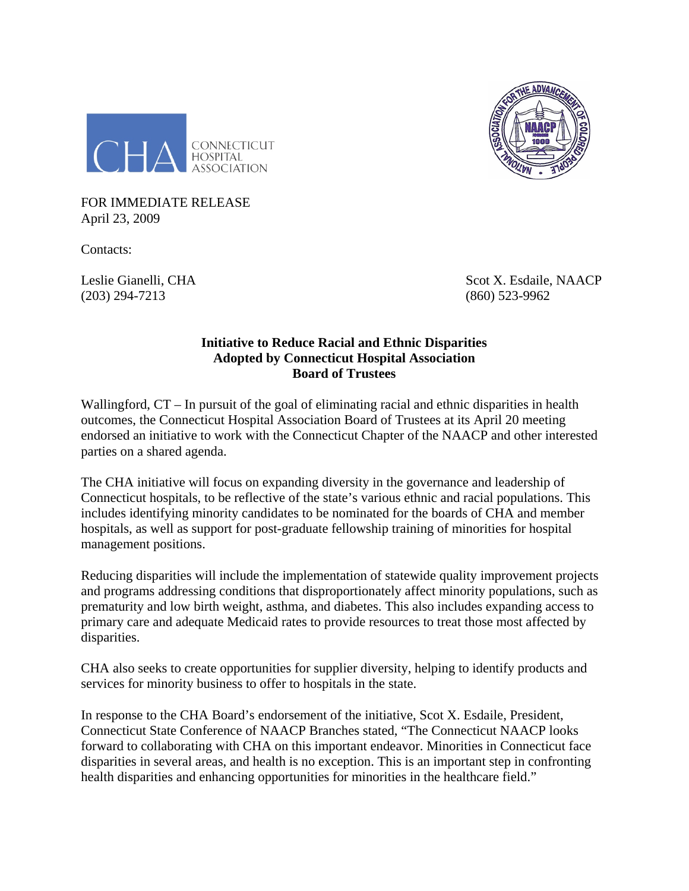CHA CONNECTICUT HOSPITAL ASSOCIATION

FOR IMMEDIATE RELEASE
April 23, 2009

Contacts:

Leslie Gianelli, CHA
(203) 294-7213

Scot X. Esdaile, NAACP
(860) 523-9962

**Initiative to Reduce Racial and Ethnic Disparities Adopted by Connecticut Hospital Association Board of Trustees**

Wallingford, CT – In pursuit of the goal of eliminating racial and ethnic disparities in health outcomes, the Connecticut Hospital Association Board of Trustees at its April 20 meeting endorsed an initiative to work with the Connecticut Chapter of the NAACP and other interested parties on a shared agenda.

The CHA initiative will focus on expanding diversity in the governance and leadership of Connecticut hospitals, to be reflective of the state's various ethnic and racial populations. This includes identifying minority candidates to be nominated for the boards of CHA and member hospitals, as well as support for post-graduate fellowship training of minorities for hospital management positions.

Reducing disparities will include the implementation of statewide quality improvement projects and programs addressing conditions that disproportionately affect minority populations, such as prematurity and low birth weight, asthma, and diabetes. This also includes expanding access to primary care and adequate Medicaid rates to provide resources to treat those most affected by disparities.

CHA also seeks to create opportunities for supplier diversity, helping to identify products and services for minority business to offer to hospitals in the state.

In response to the CHA Board's endorsement of the initiative, Scot X. Esdaile, President, Connecticut State Conference of NAACP Branches stated, "The Connecticut NAACP looks forward to collaborating with CHA on this important endeavor. Minorities in Connecticut face disparities in several areas, and health is no exception. This is an important step in confronting health disparities and enhancing opportunities for minorities in the healthcare field."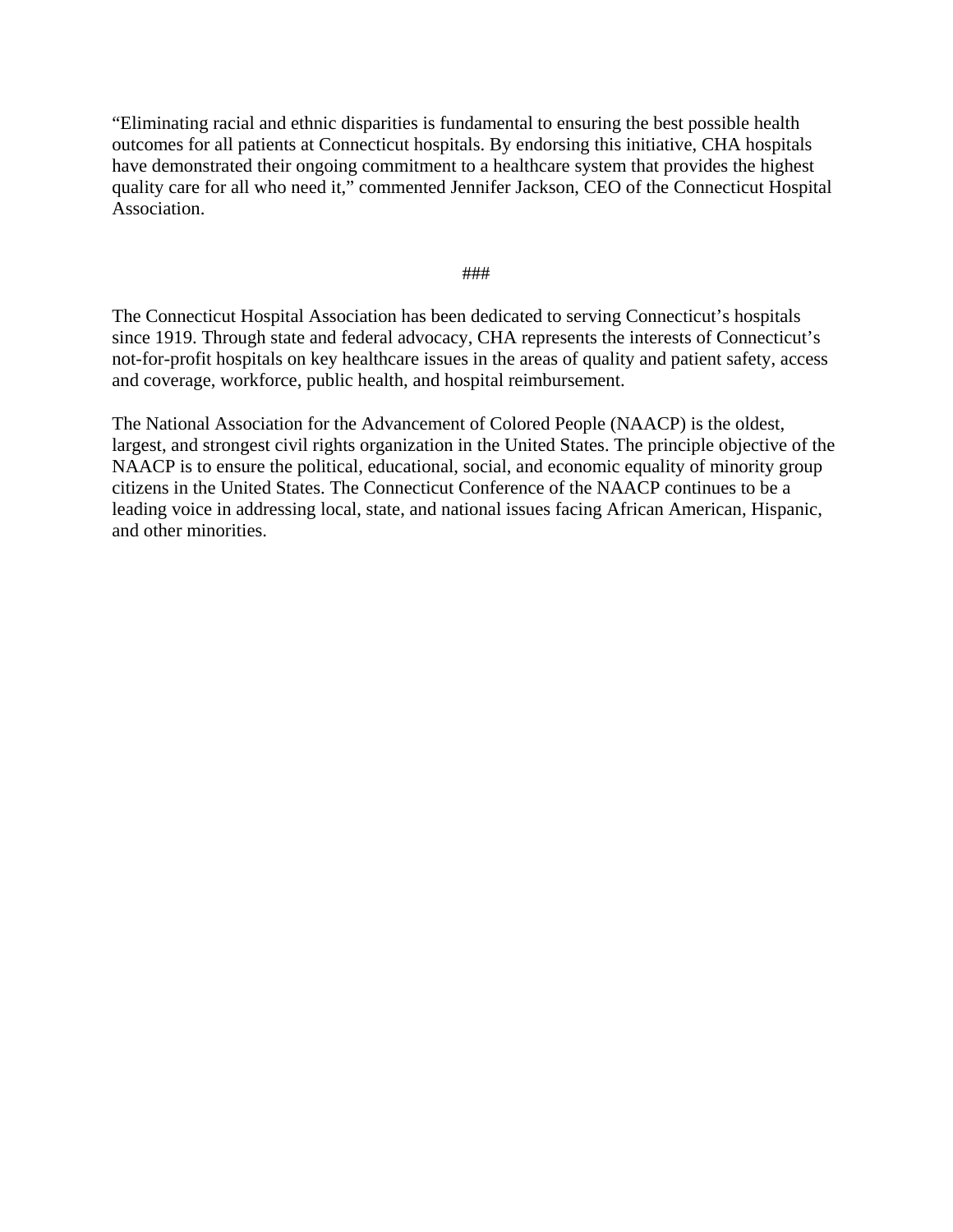"Eliminating racial and ethnic disparities is fundamental to ensuring the best possible health outcomes for all patients at Connecticut hospitals. By endorsing this initiative, CHA hospitals have demonstrated their ongoing commitment to a healthcare system that provides the highest quality care for all who need it," commented Jennifer Jackson, CEO of the Connecticut Hospital Association.

###

The Connecticut Hospital Association has been dedicated to serving Connecticut's hospitals since 1919. Through state and federal advocacy, CHA represents the interests of Connecticut's not-for-profit hospitals on key healthcare issues in the areas of quality and patient safety, access and coverage, workforce, public health, and hospital reimbursement.

The National Association for the Advancement of Colored People (NAACP) is the oldest, largest, and strongest civil rights organization in the United States. The principle objective of the NAACP is to ensure the political, educational, social, and economic equality of minority group citizens in the United States. The Connecticut Conference of the NAACP continues to be a leading voice in addressing local, state, and national issues facing African American, Hispanic, and other minorities.